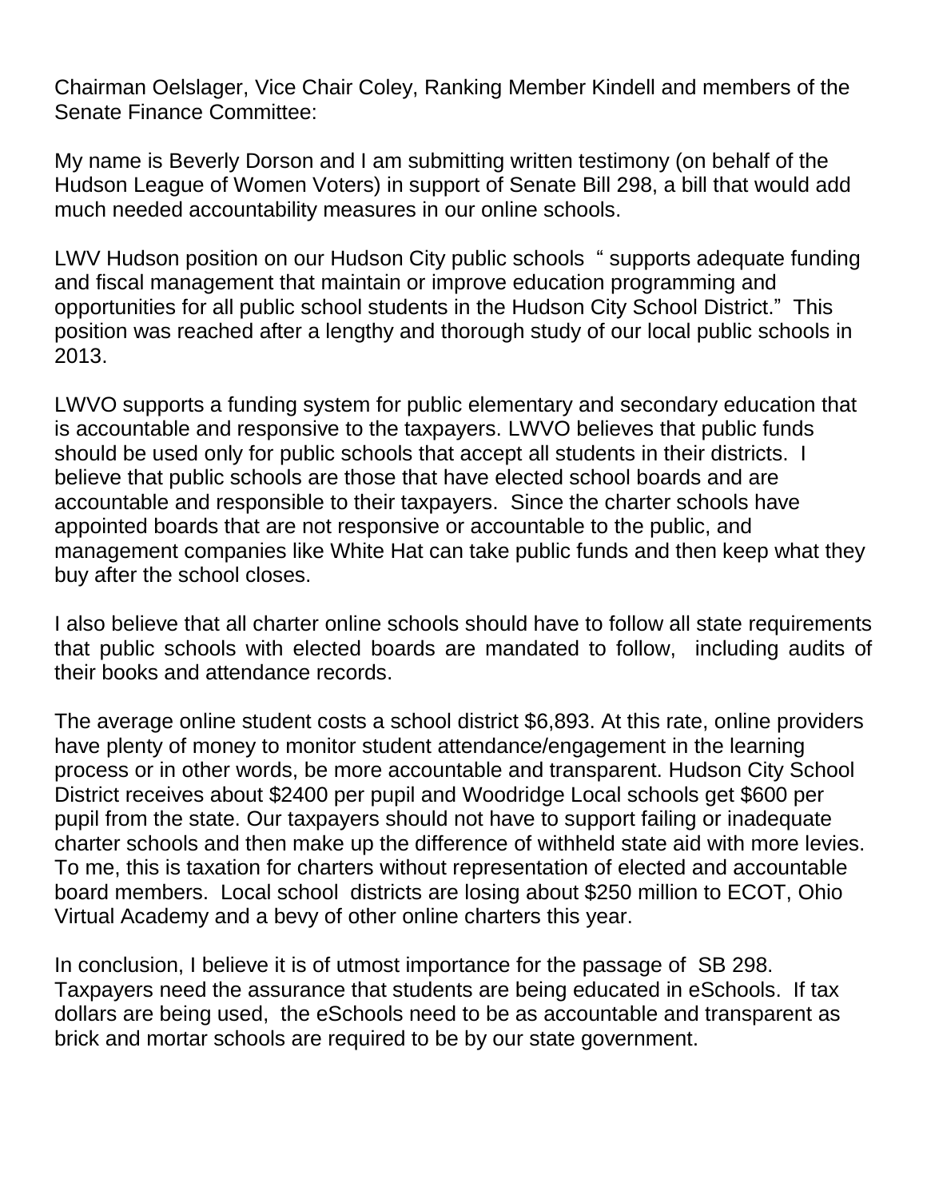Chairman Oelslager, Vice Chair Coley, Ranking Member Kindell and members of the Senate Finance Committee:

My name is Beverly Dorson and I am submitting written testimony (on behalf of the Hudson League of Women Voters) in support of Senate Bill 298, a bill that would add much needed accountability measures in our online schools.

LWV Hudson position on our Hudson City public schools " supports adequate funding and fiscal management that maintain or improve education programming and opportunities for all public school students in the Hudson City School District." This position was reached after a lengthy and thorough study of our local public schools in 2013.

LWVO supports a funding system for public elementary and secondary education that is accountable and responsive to the taxpayers. LWVO believes that public funds should be used only for public schools that accept all students in their districts. I believe that public schools are those that have elected school boards and are accountable and responsible to their taxpayers. Since the charter schools have appointed boards that are not responsive or accountable to the public, and management companies like White Hat can take public funds and then keep what they buy after the school closes.

I also believe that all charter online schools should have to follow all state requirements that public schools with elected boards are mandated to follow, including audits of their books and attendance records.

The average online student costs a school district $6,893. At this rate, online providers have plenty of money to monitor student attendance/engagement in the learning process or in other words, be more accountable and transparent. Hudson City School District receives about $2400 per pupil and Woodridge Local schools get $600 per pupil from the state. Our taxpayers should not have to support failing or inadequate charter schools and then make up the difference of withheld state aid with more levies. To me, this is taxation for charters without representation of elected and accountable board members. Local school districts are losing about $250 million to ECOT, Ohio Virtual Academy and a bevy of other online charters this year.

In conclusion, I believe it is of utmost importance for the passage of SB 298. Taxpayers need the assurance that students are being educated in eSchools. If tax dollars are being used, the eSchools need to be as accountable and transparent as brick and mortar schools are required to be by our state government.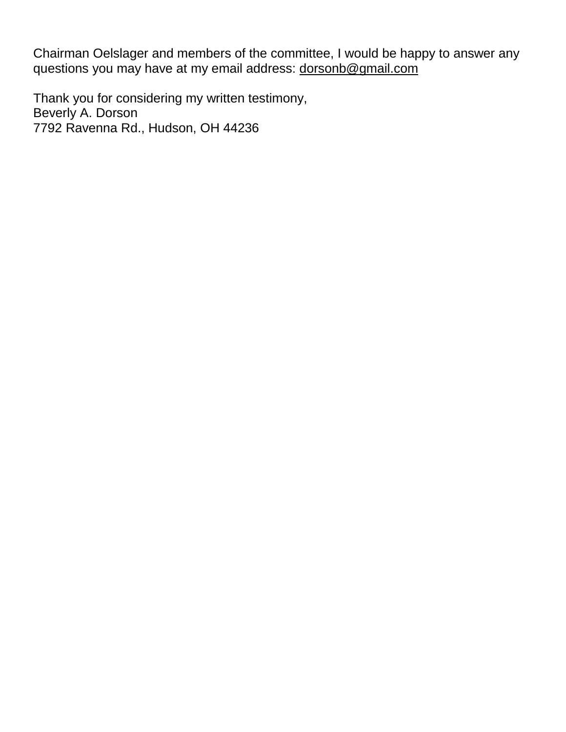Chairman Oelslager and members of the committee, I would be happy to answer any questions you may have at my email address: dorsonb@gmail.com

Thank you for considering my written testimony,
Beverly A. Dorson
7792 Ravenna Rd., Hudson, OH 44236